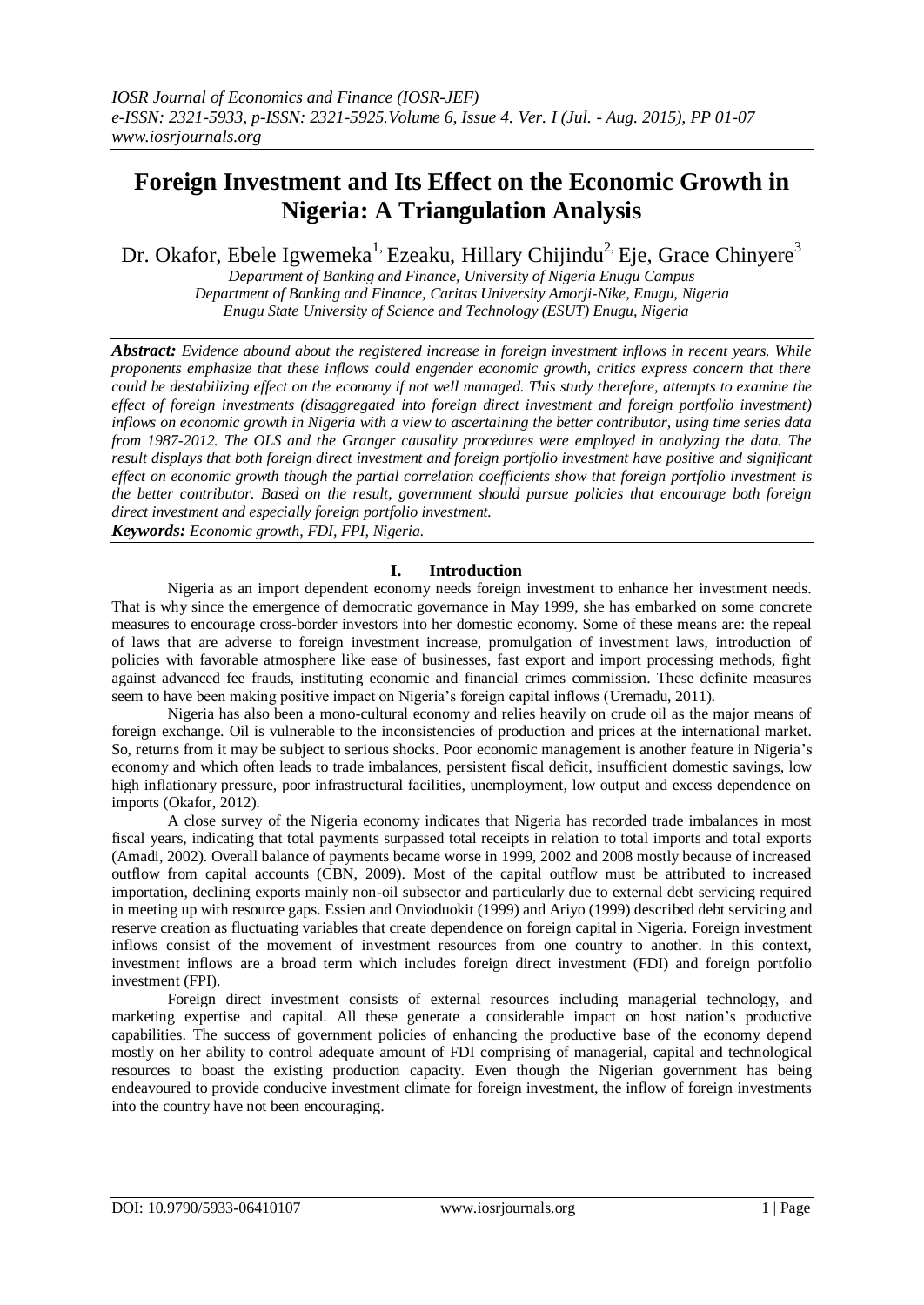# Foreign Investment and Its Effect on the Economic Growth in Nigeria: A Triangulation Analysis

Dr. Okafor, Ebele Igwemeka[1], Ezeaku, Hillary Chijindu[2], Eje, Grace Chinyere[3]

*Department of Banking and Finance, University of Nigeria Enugu Campus*
*Department of Banking and Finance, Caritas University Amorji-Nike, Enugu, Nigeria*
*Enugu State University of Science and Technology (ESUT) Enugu, Nigeria*

***Abstract:*** *Evidence abound about the registered increase in foreign investment inflows in recent years. While proponents emphasize that these inflows could engender economic growth, critics express concern that there could be destabilizing effect on the economy if not well managed. This study therefore, attempts to examine the effect of foreign investments (disaggregated into foreign direct investment and foreign portfolio investment) inflows on economic growth in Nigeria with a view to ascertaining the better contributor, using time series data from 1987-2012. The OLS and the Granger causality procedures were employed in analyzing the data. The result displays that both foreign direct investment and foreign portfolio investment have positive and significant effect on economic growth though the partial correlation coefficients show that foreign portfolio investment is the better contributor. Based on the result, government should pursue policies that encourage both foreign direct investment and especially foreign portfolio investment.*

***Keywords:*** *Economic growth, FDI, FPI, Nigeria.*

## I. Introduction

Nigeria as an import dependent economy needs foreign investment to enhance her investment needs. That is why since the emergence of democratic governance in May 1999, she has embarked on some concrete measures to encourage cross-border investors into her domestic economy. Some of these means are: the repeal of laws that are adverse to foreign investment increase, promulgation of investment laws, introduction of policies with favorable atmosphere like ease of businesses, fast export and import processing methods, fight against advanced fee frauds, instituting economic and financial crimes commission. These definite measures seem to have been making positive impact on Nigeria's foreign capital inflows (Uremadu, 2011).

Nigeria has also been a mono-cultural economy and relies heavily on crude oil as the major means of foreign exchange. Oil is vulnerable to the inconsistencies of production and prices at the international market. So, returns from it may be subject to serious shocks. Poor economic management is another feature in Nigeria's economy and which often leads to trade imbalances, persistent fiscal deficit, insufficient domestic savings, low high inflationary pressure, poor infrastructural facilities, unemployment, low output and excess dependence on imports (Okafor, 2012).

A close survey of the Nigeria economy indicates that Nigeria has recorded trade imbalances in most fiscal years, indicating that total payments surpassed total receipts in relation to total imports and total exports (Amadi, 2002). Overall balance of payments became worse in 1999, 2002 and 2008 mostly because of increased outflow from capital accounts (CBN, 2009). Most of the capital outflow must be attributed to increased importation, declining exports mainly non-oil subsector and particularly due to external debt servicing required in meeting up with resource gaps. Essien and Onvioduokit (1999) and Ariyo (1999) described debt servicing and reserve creation as fluctuating variables that create dependence on foreign capital in Nigeria. Foreign investment inflows consist of the movement of investment resources from one country to another. In this context, investment inflows are a broad term which includes foreign direct investment (FDI) and foreign portfolio investment (FPI).

Foreign direct investment consists of external resources including managerial technology, and marketing expertise and capital. All these generate a considerable impact on host nation's productive capabilities. The success of government policies of enhancing the productive base of the economy depend mostly on her ability to control adequate amount of FDI comprising of managerial, capital and technological resources to boast the existing production capacity. Even though the Nigerian government has being endeavoured to provide conducive investment climate for foreign investment, the inflow of foreign investments into the country have not been encouraging.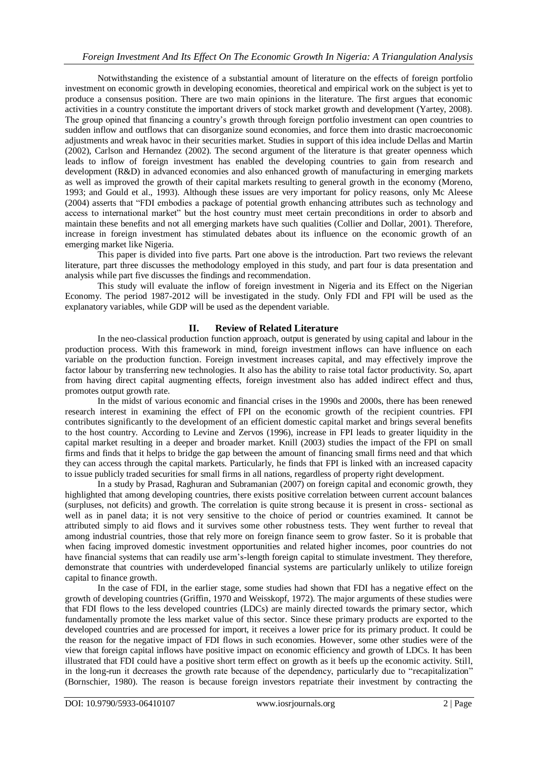Notwithstanding the existence of a substantial amount of literature on the effects of foreign portfolio investment on economic growth in developing economies, theoretical and empirical work on the subject is yet to produce a consensus position. There are two main opinions in the literature. The first argues that economic activities in a country constitute the important drivers of stock market growth and development (Yartey, 2008). The group opined that financing a country's growth through foreign portfolio investment can open countries to sudden inflow and outflows that can disorganize sound economies, and force them into drastic macroeconomic adjustments and wreak havoc in their securities market. Studies in support of this idea include Dellas and Martin (2002), Carlson and Hernandez (2002). The second argument of the literature is that greater openness which leads to inflow of foreign investment has enabled the developing countries to gain from research and development (R&D) in advanced economies and also enhanced growth of manufacturing in emerging markets as well as improved the growth of their capital markets resulting to general growth in the economy (Moreno, 1993; and Gould et al., 1993). Although these issues are very important for policy reasons, only Mc Aleese (2004) asserts that "FDI embodies a package of potential growth enhancing attributes such as technology and access to international market" but the host country must meet certain preconditions in order to absorb and maintain these benefits and not all emerging markets have such qualities (Collier and Dollar, 2001). Therefore, increase in foreign investment has stimulated debates about its influence on the economic growth of an emerging market like Nigeria.

This paper is divided into five parts. Part one above is the introduction. Part two reviews the relevant literature, part three discusses the methodology employed in this study, and part four is data presentation and analysis while part five discusses the findings and recommendation.

This study will evaluate the inflow of foreign investment in Nigeria and its Effect on the Nigerian Economy. The period 1987-2012 will be investigated in the study. Only FDI and FPI will be used as the explanatory variables, while GDP will be used as the dependent variable.

## II. Review of Related Literature

In the neo-classical production function approach, output is generated by using capital and labour in the production process. With this framework in mind, foreign investment inflows can have influence on each variable on the production function. Foreign investment increases capital, and may effectively improve the factor labour by transferring new technologies. It also has the ability to raise total factor productivity. So, apart from having direct capital augmenting effects, foreign investment also has added indirect effect and thus, promotes output growth rate.

In the midst of various economic and financial crises in the 1990s and 2000s, there has been renewed research interest in examining the effect of FPI on the economic growth of the recipient countries. FPI contributes significantly to the development of an efficient domestic capital market and brings several benefits to the host country. According to Levine and Zervos (1996), increase in FPI leads to greater liquidity in the capital market resulting in a deeper and broader market. Knill (2003) studies the impact of the FPI on small firms and finds that it helps to bridge the gap between the amount of financing small firms need and that which they can access through the capital markets. Particularly, he finds that FPI is linked with an increased capacity to issue publicly traded securities for small firms in all nations, regardless of property right development.

In a study by Prasad, Raghuran and Subramanian (2007) on foreign capital and economic growth, they highlighted that among developing countries, there exists positive correlation between current account balances (surpluses, not deficits) and growth. The correlation is quite strong because it is present in cross- sectional as well as in panel data; it is not very sensitive to the choice of period or countries examined. It cannot be attributed simply to aid flows and it survives some other robustness tests. They went further to reveal that among industrial countries, those that rely more on foreign finance seem to grow faster. So it is probable that when facing improved domestic investment opportunities and related higher incomes, poor countries do not have financial systems that can readily use arm's-length foreign capital to stimulate investment. They therefore, demonstrate that countries with underdeveloped financial systems are particularly unlikely to utilize foreign capital to finance growth.

In the case of FDI, in the earlier stage, some studies had shown that FDI has a negative effect on the growth of developing countries (Griffin, 1970 and Weisskopf, 1972). The major arguments of these studies were that FDI flows to the less developed countries (LDCs) are mainly directed towards the primary sector, which fundamentally promote the less market value of this sector. Since these primary products are exported to the developed countries and are processed for import, it receives a lower price for its primary product. It could be the reason for the negative impact of FDI flows in such economies. However, some other studies were of the view that foreign capital inflows have positive impact on economic efficiency and growth of LDCs. It has been illustrated that FDI could have a positive short term effect on growth as it beefs up the economic activity. Still, in the long-run it decreases the growth rate because of the dependency, particularly due to "recapitalization" (Bornschier, 1980). The reason is because foreign investors repatriate their investment by contracting the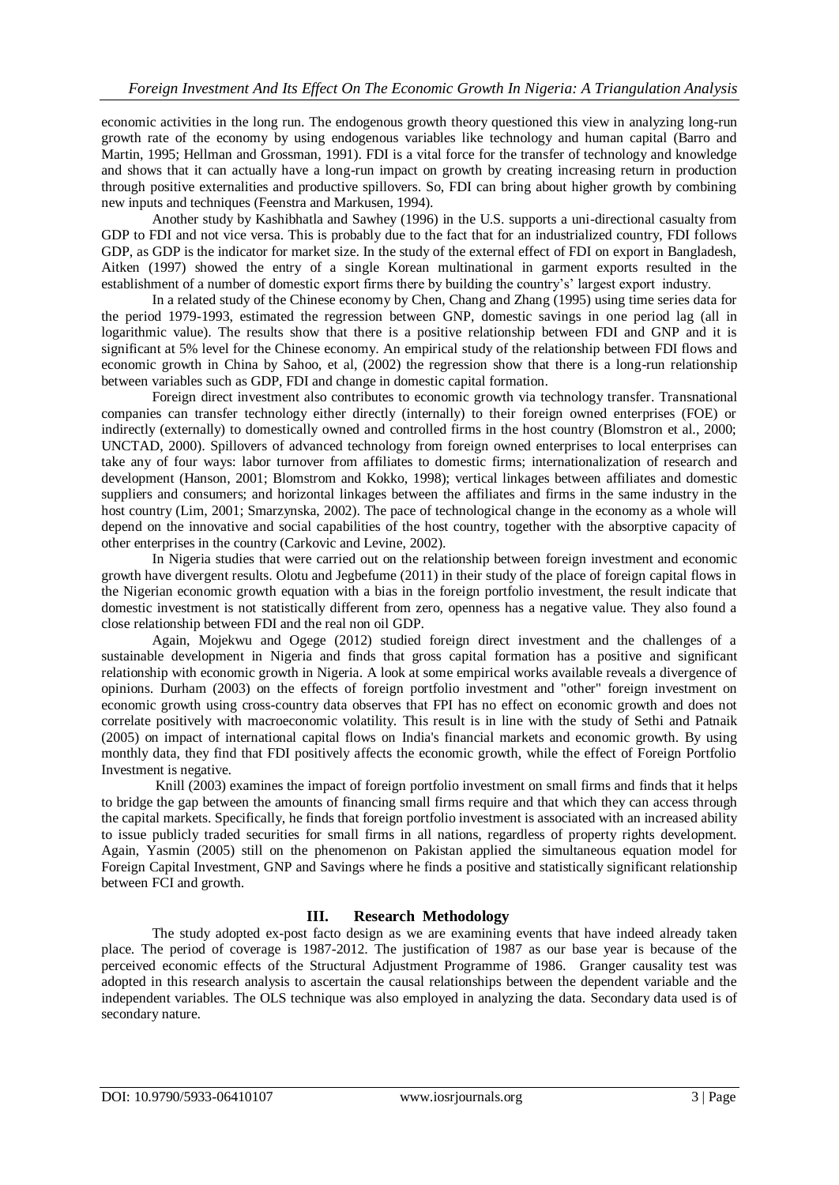economic activities in the long run. The endogenous growth theory questioned this view in analyzing long-run growth rate of the economy by using endogenous variables like technology and human capital (Barro and Martin, 1995; Hellman and Grossman, 1991). FDI is a vital force for the transfer of technology and knowledge and shows that it can actually have a long-run impact on growth by creating increasing return in production through positive externalities and productive spillovers. So, FDI can bring about higher growth by combining new inputs and techniques (Feenstra and Markusen, 1994).

Another study by Kashibhatla and Sawhey (1996) in the U.S. supports a uni-directional casualty from GDP to FDI and not vice versa. This is probably due to the fact that for an industrialized country, FDI follows GDP, as GDP is the indicator for market size. In the study of the external effect of FDI on export in Bangladesh, Aitken (1997) showed the entry of a single Korean multinational in garment exports resulted in the establishment of a number of domestic export firms there by building the country's' largest export industry.

In a related study of the Chinese economy by Chen, Chang and Zhang (1995) using time series data for the period 1979-1993, estimated the regression between GNP, domestic savings in one period lag (all in logarithmic value). The results show that there is a positive relationship between FDI and GNP and it is significant at 5% level for the Chinese economy. An empirical study of the relationship between FDI flows and economic growth in China by Sahoo, et al, (2002) the regression show that there is a long-run relationship between variables such as GDP, FDI and change in domestic capital formation.

Foreign direct investment also contributes to economic growth via technology transfer. Transnational companies can transfer technology either directly (internally) to their foreign owned enterprises (FOE) or indirectly (externally) to domestically owned and controlled firms in the host country (Blomstron et al., 2000; UNCTAD, 2000). Spillovers of advanced technology from foreign owned enterprises to local enterprises can take any of four ways: labor turnover from affiliates to domestic firms; internationalization of research and development (Hanson, 2001; Blomstrom and Kokko, 1998); vertical linkages between affiliates and domestic suppliers and consumers; and horizontal linkages between the affiliates and firms in the same industry in the host country (Lim, 2001; Smarzynska, 2002). The pace of technological change in the economy as a whole will depend on the innovative and social capabilities of the host country, together with the absorptive capacity of other enterprises in the country (Carkovic and Levine, 2002).

In Nigeria studies that were carried out on the relationship between foreign investment and economic growth have divergent results. Olotu and Jegbefume (2011) in their study of the place of foreign capital flows in the Nigerian economic growth equation with a bias in the foreign portfolio investment, the result indicate that domestic investment is not statistically different from zero, openness has a negative value. They also found a close relationship between FDI and the real non oil GDP.

Again, Mojekwu and Ogege (2012) studied foreign direct investment and the challenges of a sustainable development in Nigeria and finds that gross capital formation has a positive and significant relationship with economic growth in Nigeria. A look at some empirical works available reveals a divergence of opinions. Durham (2003) on the effects of foreign portfolio investment and "other" foreign investment on economic growth using cross-country data observes that FPI has no effect on economic growth and does not correlate positively with macroeconomic volatility. This result is in line with the study of Sethi and Patnaik (2005) on impact of international capital flows on India's financial markets and economic growth. By using monthly data, they find that FDI positively affects the economic growth, while the effect of Foreign Portfolio Investment is negative.

Knill (2003) examines the impact of foreign portfolio investment on small firms and finds that it helps to bridge the gap between the amounts of financing small firms require and that which they can access through the capital markets. Specifically, he finds that foreign portfolio investment is associated with an increased ability to issue publicly traded securities for small firms in all nations, regardless of property rights development. Again, Yasmin (2005) still on the phenomenon on Pakistan applied the simultaneous equation model for Foreign Capital Investment, GNP and Savings where he finds a positive and statistically significant relationship between FCI and growth.

## III. Research Methodology

The study adopted ex-post facto design as we are examining events that have indeed already taken place. The period of coverage is 1987-2012. The justification of 1987 as our base year is because of the perceived economic effects of the Structural Adjustment Programme of 1986. Granger causality test was adopted in this research analysis to ascertain the causal relationships between the dependent variable and the independent variables. The OLS technique was also employed in analyzing the data. Secondary data used is of secondary nature.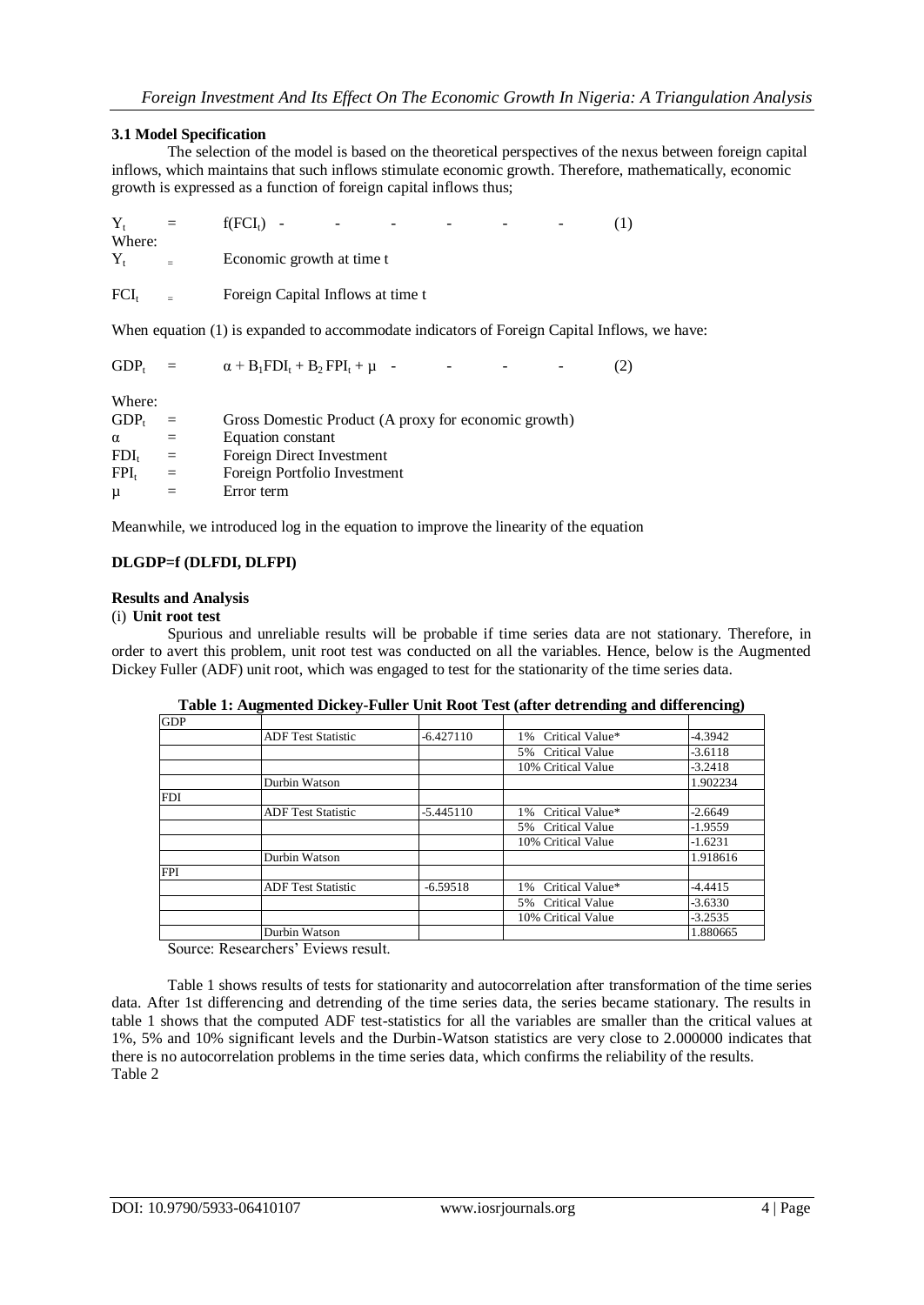### 3.1 Model Specification

The selection of the model is based on the theoretical perspectives of the nexus between foreign capital inflows, which maintains that such inflows stimulate economic growth. Therefore, mathematically, economic growth is expressed as a function of foreign capital inflows thus;

$$Y_t = f(FCI_t) \quad - \quad - \quad - \quad - \quad - \quad - \quad (1)$$

Where:

$Y_t$ = Economic growth at time t

$FCI_t$ = Foreign Capital Inflows at time t

When equation (1) is expanded to accommodate indicators of Foreign Capital Inflows, we have:

$$GDP_t = \alpha + B_1 FDI_t + B_2 FPI_t + \mu \quad - \quad - \quad - \quad - \quad (2)$$

Where:

$GDP_t$ = Gross Domestic Product (A proxy for economic growth)

$\alpha$ = Equation constant

$FDI_t$ = Foreign Direct Investment

$FPI_t$ = Foreign Portfolio Investment

$\mu$ = Error term

Meanwhile, we introduced log in the equation to improve the linearity of the equation

**DLGDP=f (DLFDI, DLFPI)**

### Results and Analysis

(i) **Unit root test**

Spurious and unreliable results will be probable if time series data are not stationary. Therefore, in order to avert this problem, unit root test was conducted on all the variables. Hence, below is the Augmented Dickey Fuller (ADF) unit root, which was engaged to test for the stationarity of the time series data.

**Table 1: Augmented Dickey-Fuller Unit Root Test (after detrending and differencing)**

| | | | | |
|---|---|---|---|---|
| GDP | | | | |
| | ADF Test Statistic | -6.427110 | 1% Critical Value* | -4.3942 |
| | | | 5% Critical Value | -3.6118 |
| | | | 10% Critical Value | -3.2418 |
| | Durbin Watson | | | 1.902234 |
| FDI | | | | |
| | ADF Test Statistic | -5.445110 | 1% Critical Value* | -2.6649 |
| | | | 5% Critical Value | -1.9559 |
| | | | 10% Critical Value | -1.6231 |
| | Durbin Watson | | | 1.918616 |
| FPI | | | | |
| | ADF Test Statistic | -6.59518 | 1% Critical Value* | -4.4415 |
| | | | 5% Critical Value | -3.6330 |
| | | | 10% Critical Value | -3.2535 |
| | Durbin Watson | | | 1.880665 |

Source: Researchers' Eviews result.

Table 1 shows results of tests for stationarity and autocorrelation after transformation of the time series data. After 1st differencing and detrending of the time series data, the series became stationary. The results in table 1 shows that the computed ADF test-statistics for all the variables are smaller than the critical values at 1%, 5% and 10% significant levels and the Durbin-Watson statistics are very close to 2.000000 indicates that there is no autocorrelation problems in the time series data, which confirms the reliability of the results.

Table 2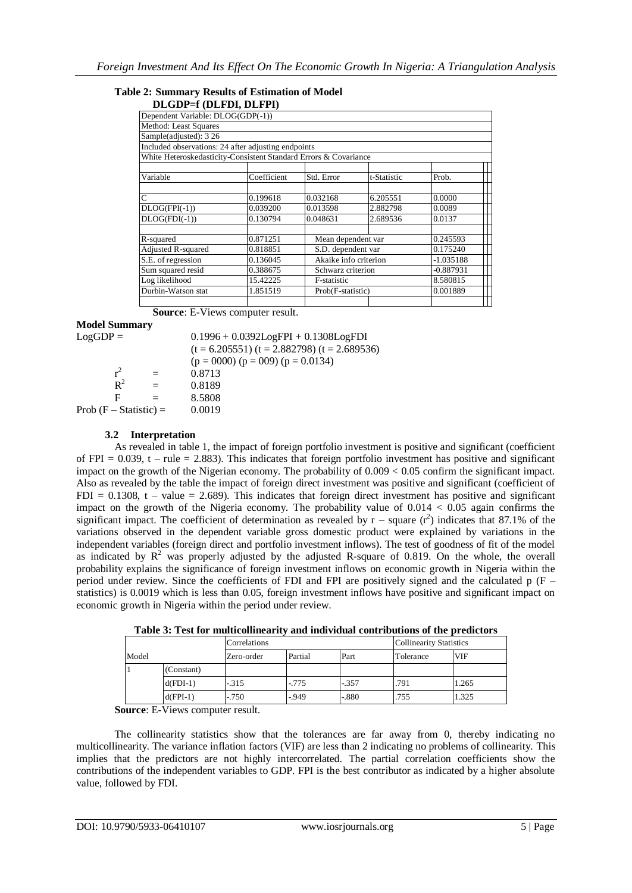**Table 2: Summary Results of Estimation of Model DLGDP=f (DLFDI, DLFPI)**

| | | | | |
|---|---|---|---|---|
| Dependent Variable: DLOG(GDP(-1)) | | | | |
| Method: Least Squares | | | | |
| Sample(adjusted): 3 26 | | | | |
| Included observations: 24 after adjusting endpoints | | | | |
| White Heteroskedasticity-Consistent Standard Errors & Covariance | | | | |
| Variable | Coefficient | Std. Error | t-Statistic | Prob. |
| C | 0.199618 | 0.032168 | 6.205551 | 0.0000 |
| DLOG(FPI(-1)) | 0.039200 | 0.013598 | 2.882798 | 0.0089 |
| DLOG(FDI(-1)) | 0.130794 | 0.048631 | 2.689536 | 0.0137 |
| R-squared | 0.871251 | Mean dependent var | | 0.245593 |
| Adjusted R-squared | 0.818851 | S.D. dependent var | | 0.175240 |
| S.E. of regression | 0.136045 | Akaike info criterion | | -1.035188 |
| Sum squared resid | 0.388675 | Schwarz criterion | | -0.887931 |
| Log likelihood | 15.42225 | F-statistic | | 8.580815 |
| Durbin-Watson stat | 1.851519 | Prob(F-statistic) | | 0.001889 |

**Source**: E-Views computer result.

**Model Summary**

LogGDP = 0.1996 + 0.0392LogFPI + 0.1308LogFDI

(t = 6.205551) (t = 2.882798) (t = 2.689536)

(p = 0000) (p = 009) (p = 0.0134)

$r^2$ = 0.8713

$R^2$ = 0.8189

F = 8.5808

Prob (F – Statistic) = 0.0019

### 3.2 Interpretation

As revealed in table 1, the impact of foreign portfolio investment is positive and significant (coefficient of FPI = 0.039, t – rule = 2.883). This indicates that foreign portfolio investment has positive and significant impact on the growth of the Nigerian economy. The probability of $0.009 < 0.05$ confirm the significant impact. Also as revealed by the table the impact of foreign direct investment was positive and significant (coefficient of FDI = 0.1308, t – value = 2.689). This indicates that foreign direct investment has positive and significant impact on the growth of the Nigeria economy. The probability value of $0.014 < 0.05$ again confirms the significant impact. The coefficient of determination as revealed by r – square ($r^2$) indicates that 87.1% of the variations observed in the dependent variable gross domestic product were explained by variations in the independent variables (foreign direct and portfolio investment inflows). The test of goodness of fit of the model as indicated by $R^2$ was properly adjusted by the adjusted R-square of 0.819. On the whole, the overall probability explains the significance of foreign investment inflows on economic growth in Nigeria within the period under review. Since the coefficients of FDI and FPI are positively signed and the calculated p (F – statistics) is 0.0019 which is less than 0.05, foreign investment inflows have positive and significant impact on economic growth in Nigeria within the period under review.

**Table 3: Test for multicollinearity and individual contributions of the predictors**

| Model | | Correlations | | | Collinearity Statistics | |
|---|---|---|---|---|---|---|
| | | Zero-order | Partial | Part | Tolerance | VIF |
| 1 | (Constant) | | | | | |
| | d(FDI-1) | -.315 | -.775 | -.357 | .791 | 1.265 |
| | d(FPI-1) | -.750 | -.949 | -.880 | .755 | 1.325 |

**Source**: E-Views computer result.

The collinearity statistics show that the tolerances are far away from 0, thereby indicating no multicollinearity. The variance inflation factors (VIF) are less than 2 indicating no problems of collinearity. This implies that the predictors are not highly intercorrelated. The partial correlation coefficients show the contributions of the independent variables to GDP. FPI is the best contributor as indicated by a higher absolute value, followed by FDI.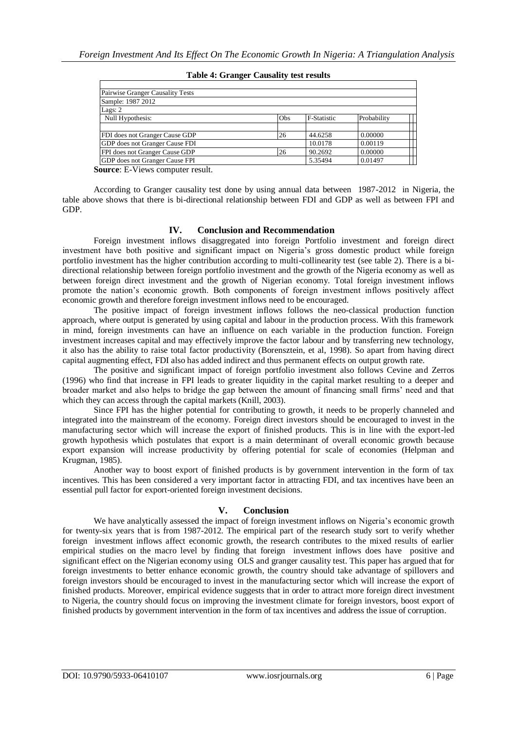**Table 4: Granger Causality test results**

| | | | |
|---|---|---|---|
| Pairwise Granger Causality Tests | | | |
| Sample: 1987 2012 | | | |
| Lags: 2 | | | |
| Null Hypothesis: | Obs | F-Statistic | Probability |
| FDI does not Granger Cause GDP | 26 | 44.6258 | 0.00000 |
| GDP does not Granger Cause FDI | | 10.0178 | 0.00119 |
| FPI does not Granger Cause GDP | 26 | 90.2692 | 0.00000 |
| GDP does not Granger Cause FPI | | 5.35494 | 0.01497 |

**Source**: E-Views computer result.

According to Granger causality test done by using annual data between 1987-2012 in Nigeria, the table above shows that there is bi-directional relationship between FDI and GDP as well as between FPI and GDP.

## IV. Conclusion and Recommendation

Foreign investment inflows disaggregated into foreign Portfolio investment and foreign direct investment have both positive and significant impact on Nigeria's gross domestic product while foreign portfolio investment has the higher contribution according to multi-collinearity test (see table 2). There is a bi-directional relationship between foreign portfolio investment and the growth of the Nigeria economy as well as between foreign direct investment and the growth of Nigerian economy. Total foreign investment inflows promote the nation's economic growth. Both components of foreign investment inflows positively affect economic growth and therefore foreign investment inflows need to be encouraged.

The positive impact of foreign investment inflows follows the neo-classical production function approach, where output is generated by using capital and labour in the production process. With this framework in mind, foreign investments can have an influence on each variable in the production function. Foreign investment increases capital and may effectively improve the factor labour and by transferring new technology, it also has the ability to raise total factor productivity (Borensztein, et al, 1998). So apart from having direct capital augmenting effect, FDI also has added indirect and thus permanent effects on output growth rate.

The positive and significant impact of foreign portfolio investment also follows Cevine and Zerros (1996) who find that increase in FPI leads to greater liquidity in the capital market resulting to a deeper and broader market and also helps to bridge the gap between the amount of financing small firms' need and that which they can access through the capital markets (Knill, 2003).

Since FPI has the higher potential for contributing to growth, it needs to be properly channeled and integrated into the mainstream of the economy. Foreign direct investors should be encouraged to invest in the manufacturing sector which will increase the export of finished products. This is in line with the export-led growth hypothesis which postulates that export is a main determinant of overall economic growth because export expansion will increase productivity by offering potential for scale of economies (Helpman and Krugman, 1985).

Another way to boost export of finished products is by government intervention in the form of tax incentives. This has been considered a very important factor in attracting FDI, and tax incentives have been an essential pull factor for export-oriented foreign investment decisions.

## V. Conclusion

We have analytically assessed the impact of foreign investment inflows on Nigeria's economic growth for twenty-six years that is from 1987-2012. The empirical part of the research study sort to verify whether foreign investment inflows affect economic growth, the research contributes to the mixed results of earlier empirical studies on the macro level by finding that foreign investment inflows does have positive and significant effect on the Nigerian economy using OLS and granger causality test. This paper has argued that for foreign investments to better enhance economic growth, the country should take advantage of spillovers and foreign investors should be encouraged to invest in the manufacturing sector which will increase the export of finished products. Moreover, empirical evidence suggests that in order to attract more foreign direct investment to Nigeria, the country should focus on improving the investment climate for foreign investors, boost export of finished products by government intervention in the form of tax incentives and address the issue of corruption.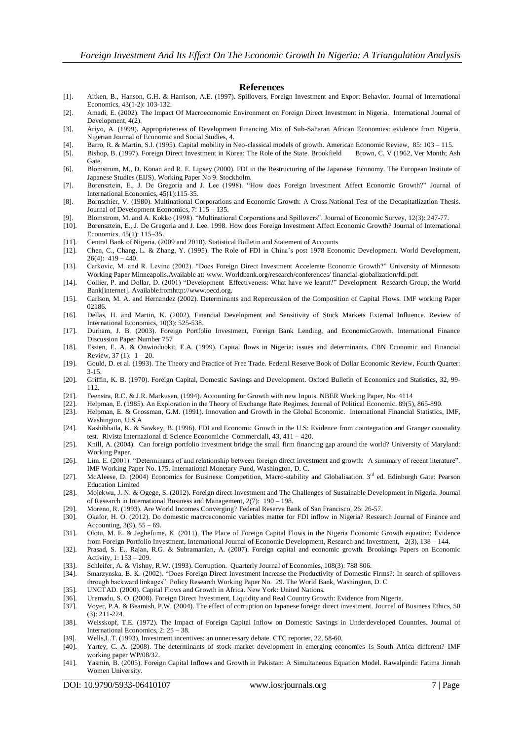## References

[1]. Aitken, B., Hanson, G.H. & Harrison, A.E. (1997). Spillovers, Foreign Investment and Export Behavior. Journal of International Economics, 43(1-2): 103-132.

[2]. Amadi, E. (2002). The Impact Of Macroeconomic Environment on Foreign Direct Investment in Nigeria. International Journal of Development, 4(2).

[3]. Ariyo, A. (1999). Appropriateness of Development Financing Mix of Sub-Saharan African Economies: evidence from Nigeria. Nigerian Journal of Economic and Social Studies, 4.

[4]. Barro, R. & Martin, S.I. (1995). Capital mobility in Neo-classical models of growth. American Economic Review, 85: 103 – 115.

[5]. Bishop, B. (1997). Foreign Direct Investment in Korea: The Role of the State. Brookfield Brown, C. V (1962, Ver Month; Ash Gate.

[6]. Blomstrom, M., D. Konan and R. E. Lipsey (2000). FDI in the Restructuring of the Japanese Economy. The European Institute of Japanese Studies (EIJS), Working Paper No 9. Stockholm.

[7]. Borensztein, E., J. De Gregoria and J. Lee (1998). "How does Foreign Investment Affect Economic Growth?" Journal of International Economics, 45(1):115-35.

[8]. Bornschier, V. (1980). Multinational Corporations and Economic Growth: A Cross National Test of the Decapitatlization Thesis. Journal of Development Economics, 7: 115 – 135.

[9]. Blomstrom, M. and A. Kokko (1998). "Multinational Corporations and Spillovers". Journal of Economic Survey, 12(3): 247-77.

[10]. Borensztein, E., J. De Gregoria and J. Lee. 1998. How does Foreign Investment Affect Economic Growth? Journal of International Economics, 45(1): 115–35.

[11]. Central Bank of Nigeria. (2009 and 2010). Statistical Bulletin and Statement of Accounts

[12]. Chen, C., Chang, L. & Zhang, Y. (1995). The Role of FDI in China's post 1978 Economic Development. World Development, 26(4): 419 – 440.

[13]. Carkovic, M. and R. Levine (2002). "Does Foreign Direct Investment Accelerate Economic Growth?" University of Minnesota Working Paper Minneapolis.Available at: www. Worldbank.org/research/conferences/ financial-globalization/fdi.pdf.

[14]. Collier, P. and Dollar, D. (2001) "Development Effectiveness: What have we learnt?" Development Research Group, the World Bank[internet]. Availablefromhttp://www.oecd.org.

[15]. Carlson, M. A. and Hernandez (2002). Determinants and Repercussion of the Composition of Capital Flows. IMF working Paper 02186.

[16]. Dellas, H. and Martin, K. (2002). Financial Development and Sensitivity of Stock Markets External Influence. Review of International Economics, 10(3): 525-538.

[17]. Durham, J. B. (2003). Foreign Portfolio Investment, Foreign Bank Lending, and EconomicGrowth. International Finance Discussion Paper Number 757

[18]. Essien, E. A. & Onwioduokit, E.A. (1999). Capital flows in Nigeria: issues and determinants. CBN Economic and Financial Review, 37 (1): 1 – 20.

[19]. Gould, D. et al. (1993). The Theory and Practice of Free Trade. Federal Reserve Book of Dollar Economic Review, Fourth Quarter: 3-15.

[20]. Griffin, K. B. (1970). Foreign Capital, Domestic Savings and Development. Oxford Bulletin of Economics and Statistics, 32, 99-112.

[21]. Feenstra, R.C. & J.R. Markusen, (1994). Accounting for Growth with new Inputs. NBER Working Paper, No. 4114

[22]. Helpman, E. (1985). An Exploration in the Theory of Exchange Rate Regimes. Journal of Political Economic. 89(5), 865-890.

[23]. Helpman, E. & Grossman, G.M. (1991). Innovation and Growth in the Global Economic. International Financial Statistics, IMF, Washington, U.S.A

[24]. Kashibhatla, K. & Sawkey, B. (1996). FDI and Economic Growth in the U.S: Evidence from cointegration and Granger causuality test. Rivista Internazional di Science Economiche Commerciali, 43, 411 – 420.

[25]. Knill, A. (2004). Can foreign portfolio investment bridge the small firm financing gap around the world? University of Maryland: Working Paper.

[26]. Lim. E. (2001). "Determinants of and relationship between foreign direct investment and growth: A summary of recent literature". IMF Working Paper No. 175. International Monetary Fund, Washington, D. C.

[27]. McAleese, D. (2004) Economics for Business: Competition, Macro-stability and Globalisation. 3rd ed. Edinburgh Gate: Pearson Education Limited

[28]. Mojekwu, J. N. & Ogege, S. (2012). Foreign direct Investment and The Challenges of Sustainable Development in Nigeria. Journal of Research in International Business and Management, 2(7): 190 – 198.

[29]. Moreno, R. (1993). Are World Incomes Converging? Federal Reserve Bank of San Francisco, 26: 26-57.

[30]. Okafor, H. O. (2012). Do domestic macroeconomic variables matter for FDI inflow in Nigeria? Research Journal of Finance and Accounting, 3(9), 55 – 69.

[31]. Olotu, M. E. & Jegbefume, K. (2011). The Place of Foreign Capital Flows in the Nigeria Economic Growth equation: Evidence from Foreign Portfolio Investment, International Journal of Economic Development, Research and Investment, 2(3), 138 – 144.

[32]. Prasad, S. E., Rajan, R.G. & Subramanian, A. (2007). Foreign capital and economic growth. Brookings Papers on Economic Activity, 1: 153 – 209.

[33]. Schleifer, A. & Vishny, R.W. (1993). Corruption. Quarterly Journal of Economies, 108(3): 788 806.

[34]. Smarzynska, B. K. (2002). "Does Foreign Direct Investment Increase the Productivity of Domestic Firms?: In search of spillovers through backward linkages". Policy Research Working Paper No. 29. The World Bank, Washington, D. C

[35]. UNCTAD. (2000). Capital Flows and Growth in Africa. New York: United Nations.

[36]. Uremadu, S. O. (2008). Foreign Direct Investment, Liquidity and Real Country Growth: Evidence from Nigeria.

[37]. Voyer, P.A. & Beamish, P.W. (2004). The effect of corruption on Japanese foreign direct investment. Journal of Business Ethics, 50 (3): 211-224.

[38]. Weisskopf, T.E. (1972). The Impact of Foreign Capital Inflow on Domestic Savings in Underdeveloped Countries. Journal of International Economics, 2: 25 – 38.

[39]. Wells,L.T. (1993), Investment incentives: an unnecessary debate. CTC reporter, 22, 58-60.

[40]. Yartey, C. A. (2008). The determinants of stock market development in emerging economies–Is South Africa different? IMF working paper WP/08/32.

[41]. Yasmin, B. (2005). Foreign Capital Inflows and Growth in Pakistan: A Simultaneous Equation Model. Rawalpindi: Fatima Jinnah Women University.